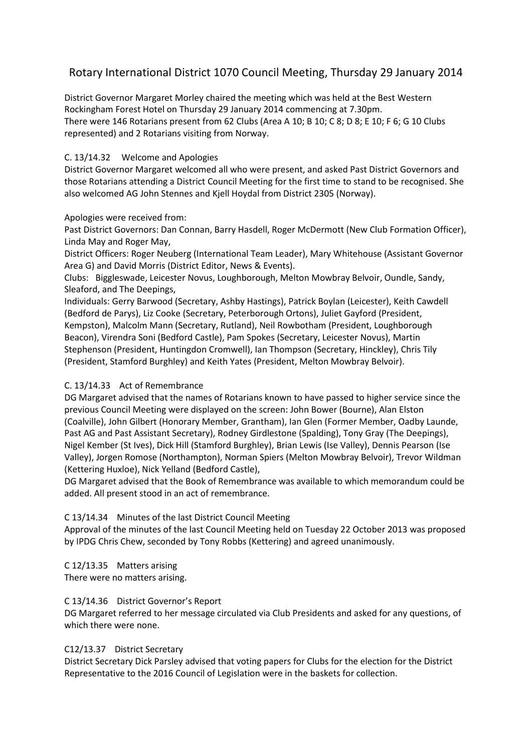# Rotary International District 1070 Council Meeting, Thursday 29 January 2014

District Governor Margaret Morley chaired the meeting which was held at the Best Western Rockingham Forest Hotel on Thursday 29 January 2014 commencing at 7.30pm.
There were 146 Rotarians present from 62 Clubs (Area A 10; B 10; C 8; D 8; E 10; F 6; G 10 Clubs represented) and 2 Rotarians visiting from Norway.

C. 13/14.32 Welcome and Apologies

District Governor Margaret welcomed all who were present, and asked Past District Governors and those Rotarians attending a District Council Meeting for the first time to stand to be recognised. She also welcomed AG John Stennes and Kjell Hoydal from District 2305 (Norway).

Apologies were received from:

Past District Governors: Dan Connan, Barry Hasdell, Roger McDermott (New Club Formation Officer), Linda May and Roger May,

District Officers: Roger Neuberg (International Team Leader), Mary Whitehouse (Assistant Governor Area G) and David Morris (District Editor, News & Events).

Clubs: Biggleswade, Leicester Novus, Loughborough, Melton Mowbray Belvoir, Oundle, Sandy, Sleaford, and The Deepings,

Individuals: Gerry Barwood (Secretary, Ashby Hastings), Patrick Boylan (Leicester), Keith Cawdell (Bedford de Parys), Liz Cooke (Secretary, Peterborough Ortons), Juliet Gayford (President, Kempston), Malcolm Mann (Secretary, Rutland), Neil Rowbotham (President, Loughborough Beacon), Virendra Soni (Bedford Castle), Pam Spokes (Secretary, Leicester Novus), Martin Stephenson (President, Huntingdon Cromwell), Ian Thompson (Secretary, Hinckley), Chris Tily (President, Stamford Burghley) and Keith Yates (President, Melton Mowbray Belvoir).

C. 13/14.33 Act of Remembrance

DG Margaret advised that the names of Rotarians known to have passed to higher service since the previous Council Meeting were displayed on the screen: John Bower (Bourne), Alan Elston (Coalville), John Gilbert (Honorary Member, Grantham), Ian Glen (Former Member, Oadby Launde, Past AG and Past Assistant Secretary), Rodney Girdlestone (Spalding), Tony Gray (The Deepings), Nigel Kember (St Ives), Dick Hill (Stamford Burghley), Brian Lewis (Ise Valley), Dennis Pearson (Ise Valley), Jorgen Romose (Northampton), Norman Spiers (Melton Mowbray Belvoir), Trevor Wildman (Kettering Huxloe), Nick Yelland (Bedford Castle),

DG Margaret advised that the Book of Remembrance was available to which memorandum could be added. All present stood in an act of remembrance.

C 13/14.34 Minutes of the last District Council Meeting

Approval of the minutes of the last Council Meeting held on Tuesday 22 October 2013 was proposed by IPDG Chris Chew, seconded by Tony Robbs (Kettering) and agreed unanimously.

C 12/13.35 Matters arising

There were no matters arising.

C 13/14.36 District Governor's Report

DG Margaret referred to her message circulated via Club Presidents and asked for any questions, of which there were none.

C12/13.37 District Secretary

District Secretary Dick Parsley advised that voting papers for Clubs for the election for the District Representative to the 2016 Council of Legislation were in the baskets for collection.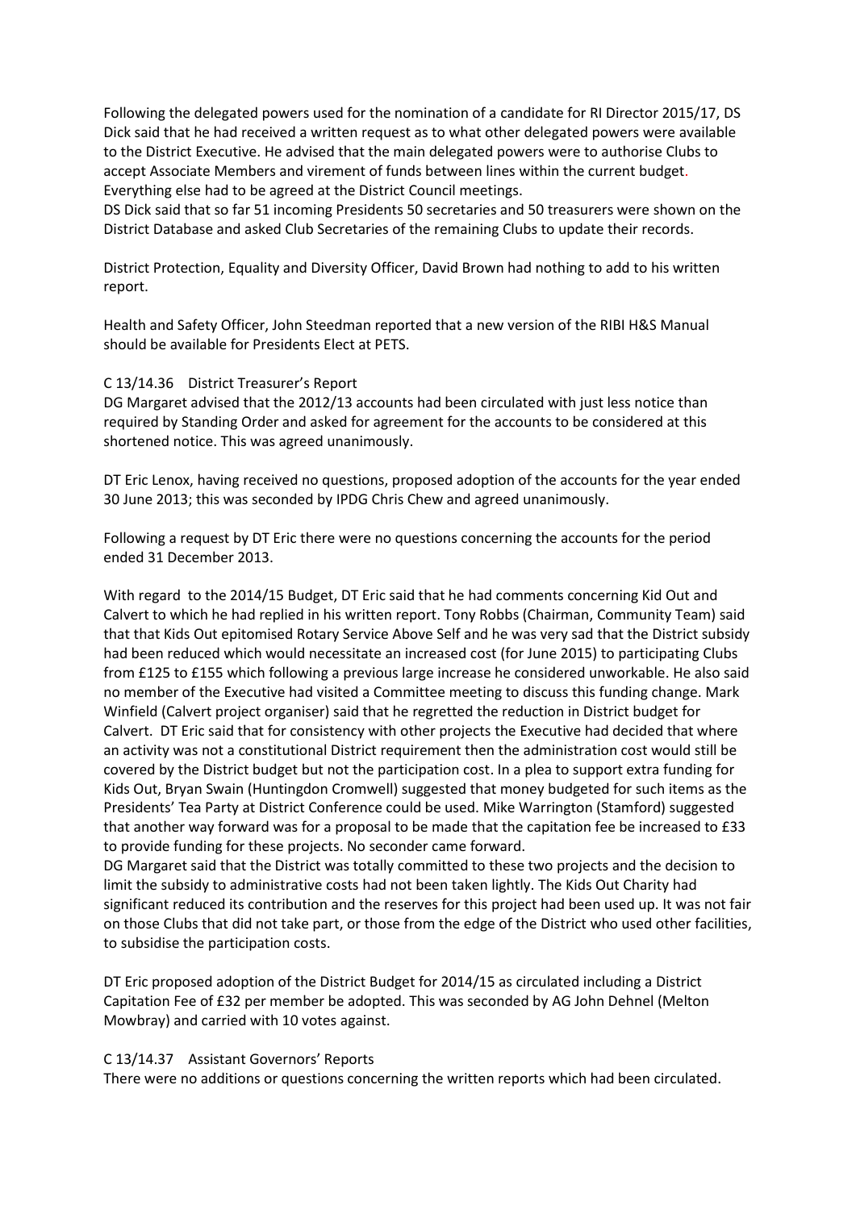Following the delegated powers used for the nomination of a candidate for RI Director 2015/17, DS Dick said that he had received a written request as to what other delegated powers were available to the District Executive. He advised that the main delegated powers were to authorise Clubs to accept Associate Members and virement of funds between lines within the current budget. Everything else had to be agreed at the District Council meetings.
DS Dick said that so far 51 incoming Presidents 50 secretaries and 50 treasurers were shown on the District Database and asked Club Secretaries of the remaining Clubs to update their records.

District Protection, Equality and Diversity Officer, David Brown had nothing to add to his written report.

Health and Safety Officer, John Steedman reported that a new version of the RIBI H&S Manual should be available for Presidents Elect at PETS.

C 13/14.36 District Treasurer's Report
DG Margaret advised that the 2012/13 accounts had been circulated with just less notice than required by Standing Order and asked for agreement for the accounts to be considered at this shortened notice. This was agreed unanimously.

DT Eric Lenox, having received no questions, proposed adoption of the accounts for the year ended 30 June 2013; this was seconded by IPDG Chris Chew and agreed unanimously.

Following a request by DT Eric there were no questions concerning the accounts for the period ended 31 December 2013.

With regard to the 2014/15 Budget, DT Eric said that he had comments concerning Kid Out and Calvert to which he had replied in his written report. Tony Robbs (Chairman, Community Team) said that that Kids Out epitomised Rotary Service Above Self and he was very sad that the District subsidy had been reduced which would necessitate an increased cost (for June 2015) to participating Clubs from £125 to £155 which following a previous large increase he considered unworkable. He also said no member of the Executive had visited a Committee meeting to discuss this funding change. Mark Winfield (Calvert project organiser) said that he regretted the reduction in District budget for Calvert. DT Eric said that for consistency with other projects the Executive had decided that where an activity was not a constitutional District requirement then the administration cost would still be covered by the District budget but not the participation cost. In a plea to support extra funding for Kids Out, Bryan Swain (Huntingdon Cromwell) suggested that money budgeted for such items as the Presidents' Tea Party at District Conference could be used. Mike Warrington (Stamford) suggested that another way forward was for a proposal to be made that the capitation fee be increased to £33 to provide funding for these projects. No seconder came forward.
DG Margaret said that the District was totally committed to these two projects and the decision to limit the subsidy to administrative costs had not been taken lightly. The Kids Out Charity had significant reduced its contribution and the reserves for this project had been used up. It was not fair on those Clubs that did not take part, or those from the edge of the District who used other facilities, to subsidise the participation costs.

DT Eric proposed adoption of the District Budget for 2014/15 as circulated including a District Capitation Fee of £32 per member be adopted. This was seconded by AG John Dehnel (Melton Mowbray) and carried with 10 votes against.

C 13/14.37 Assistant Governors' Reports
There were no additions or questions concerning the written reports which had been circulated.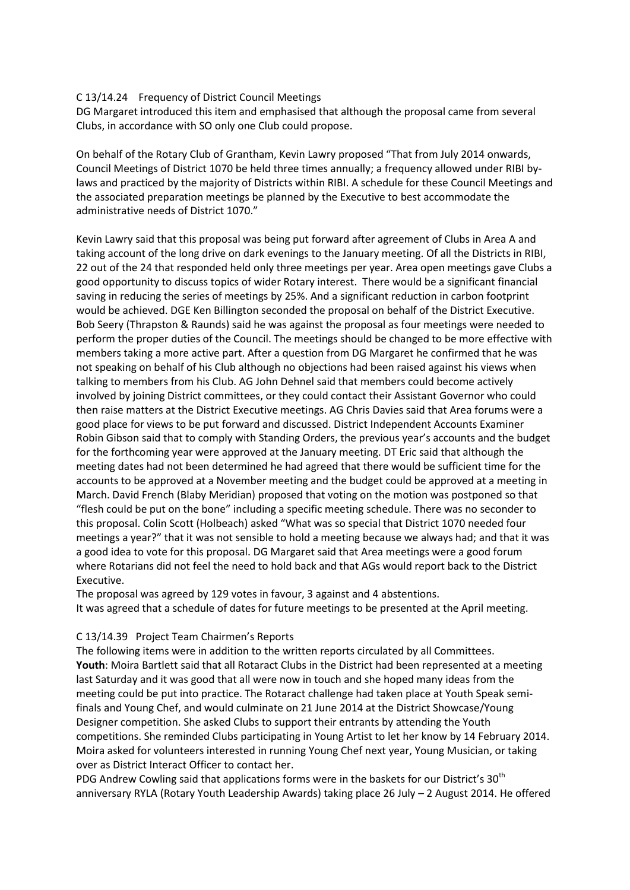### C 13/14.24 Frequency of District Council Meetings

DG Margaret introduced this item and emphasised that although the proposal came from several Clubs, in accordance with SO only one Club could propose.

On behalf of the Rotary Club of Grantham, Kevin Lawry proposed "That from July 2014 onwards, Council Meetings of District 1070 be held three times annually; a frequency allowed under RIBI by-laws and practiced by the majority of Districts within RIBI. A schedule for these Council Meetings and the associated preparation meetings be planned by the Executive to best accommodate the administrative needs of District 1070."

Kevin Lawry said that this proposal was being put forward after agreement of Clubs in Area A and taking account of the long drive on dark evenings to the January meeting. Of all the Districts in RIBI, 22 out of the 24 that responded held only three meetings per year. Area open meetings gave Clubs a good opportunity to discuss topics of wider Rotary interest. There would be a significant financial saving in reducing the series of meetings by 25%. And a significant reduction in carbon footprint would be achieved. DGE Ken Billington seconded the proposal on behalf of the District Executive. Bob Seery (Thrapston & Raunds) said he was against the proposal as four meetings were needed to perform the proper duties of the Council. The meetings should be changed to be more effective with members taking a more active part. After a question from DG Margaret he confirmed that he was not speaking on behalf of his Club although no objections had been raised against his views when talking to members from his Club. AG John Dehnel said that members could become actively involved by joining District committees, or they could contact their Assistant Governor who could then raise matters at the District Executive meetings. AG Chris Davies said that Area forums were a good place for views to be put forward and discussed. District Independent Accounts Examiner Robin Gibson said that to comply with Standing Orders, the previous year's accounts and the budget for the forthcoming year were approved at the January meeting. DT Eric said that although the meeting dates had not been determined he had agreed that there would be sufficient time for the accounts to be approved at a November meeting and the budget could be approved at a meeting in March. David French (Blaby Meridian) proposed that voting on the motion was postponed so that "flesh could be put on the bone" including a specific meeting schedule. There was no seconder to this proposal. Colin Scott (Holbeach) asked "What was so special that District 1070 needed four meetings a year?" that it was not sensible to hold a meeting because we always had; and that it was a good idea to vote for this proposal. DG Margaret said that Area meetings were a good forum where Rotarians did not feel the need to hold back and that AGs would report back to the District Executive.

The proposal was agreed by 129 votes in favour, 3 against and 4 abstentions.

It was agreed that a schedule of dates for future meetings to be presented at the April meeting.

### C 13/14.39 Project Team Chairmen's Reports

The following items were in addition to the written reports circulated by all Committees.

**Youth**: Moira Bartlett said that all Rotaract Clubs in the District had been represented at a meeting last Saturday and it was good that all were now in touch and she hoped many ideas from the meeting could be put into practice. The Rotaract challenge had taken place at Youth Speak semi-finals and Young Chef, and would culminate on 21 June 2014 at the District Showcase/Young Designer competition. She asked Clubs to support their entrants by attending the Youth competitions. She reminded Clubs participating in Young Artist to let her know by 14 February 2014. Moira asked for volunteers interested in running Young Chef next year, Young Musician, or taking over as District Interact Officer to contact her.

PDG Andrew Cowling said that applications forms were in the baskets for our District's 30th anniversary RYLA (Rotary Youth Leadership Awards) taking place 26 July – 2 August 2014. He offered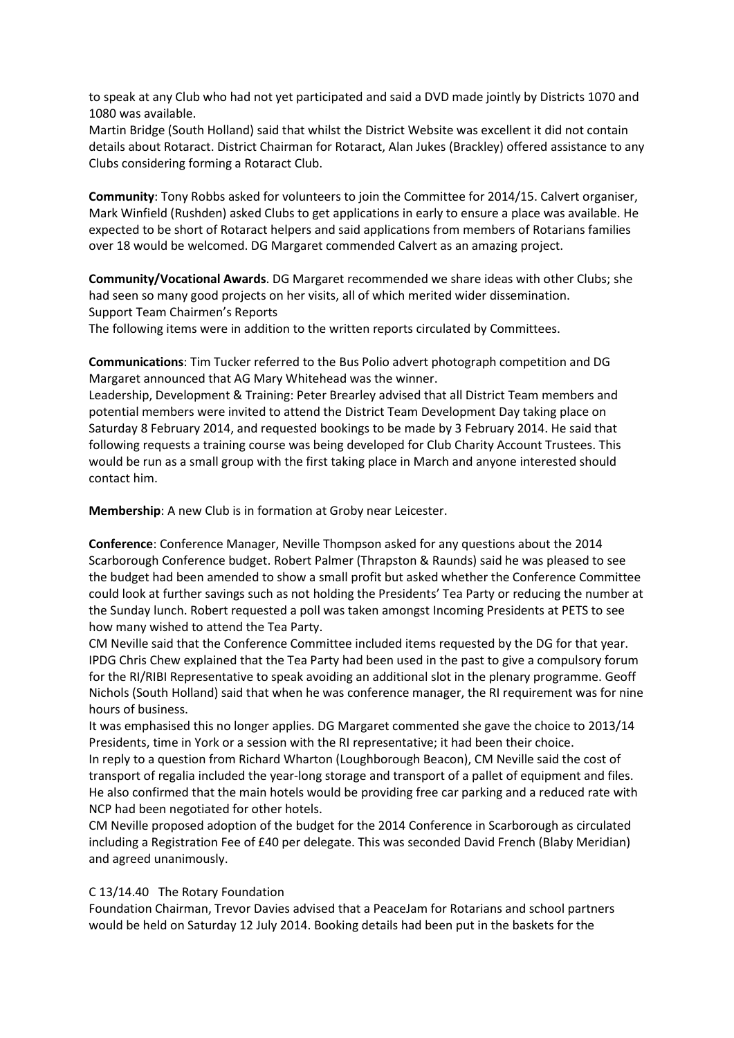to speak at any Club who had not yet participated and said a DVD made jointly by Districts 1070 and 1080 was available.

Martin Bridge (South Holland) said that whilst the District Website was excellent it did not contain details about Rotaract. District Chairman for Rotaract, Alan Jukes (Brackley) offered assistance to any Clubs considering forming a Rotaract Club.

**Community**: Tony Robbs asked for volunteers to join the Committee for 2014/15. Calvert organiser, Mark Winfield (Rushden) asked Clubs to get applications in early to ensure a place was available. He expected to be short of Rotaract helpers and said applications from members of Rotarians families over 18 would be welcomed. DG Margaret commended Calvert as an amazing project.

**Community/Vocational Awards**. DG Margaret recommended we share ideas with other Clubs; she had seen so many good projects on her visits, all of which merited wider dissemination.

Support Team Chairmen's Reports

The following items were in addition to the written reports circulated by Committees.

**Communications**: Tim Tucker referred to the Bus Polio advert photograph competition and DG Margaret announced that AG Mary Whitehead was the winner.

Leadership, Development & Training: Peter Brearley advised that all District Team members and potential members were invited to attend the District Team Development Day taking place on Saturday 8 February 2014, and requested bookings to be made by 3 February 2014. He said that following requests a training course was being developed for Club Charity Account Trustees. This would be run as a small group with the first taking place in March and anyone interested should contact him.

**Membership**: A new Club is in formation at Groby near Leicester.

**Conference**: Conference Manager, Neville Thompson asked for any questions about the 2014 Scarborough Conference budget. Robert Palmer (Thrapston & Raunds) said he was pleased to see the budget had been amended to show a small profit but asked whether the Conference Committee could look at further savings such as not holding the Presidents' Tea Party or reducing the number at the Sunday lunch. Robert requested a poll was taken amongst Incoming Presidents at PETS to see how many wished to attend the Tea Party.

CM Neville said that the Conference Committee included items requested by the DG for that year. IPDG Chris Chew explained that the Tea Party had been used in the past to give a compulsory forum for the RI/RIBI Representative to speak avoiding an additional slot in the plenary programme. Geoff Nichols (South Holland) said that when he was conference manager, the RI requirement was for nine hours of business.

It was emphasised this no longer applies. DG Margaret commented she gave the choice to 2013/14 Presidents, time in York or a session with the RI representative; it had been their choice.

In reply to a question from Richard Wharton (Loughborough Beacon), CM Neville said the cost of transport of regalia included the year-long storage and transport of a pallet of equipment and files. He also confirmed that the main hotels would be providing free car parking and a reduced rate with NCP had been negotiated for other hotels.

CM Neville proposed adoption of the budget for the 2014 Conference in Scarborough as circulated including a Registration Fee of £40 per delegate. This was seconded David French (Blaby Meridian) and agreed unanimously.

C 13/14.40 The Rotary Foundation

Foundation Chairman, Trevor Davies advised that a PeaceJam for Rotarians and school partners would be held on Saturday 12 July 2014. Booking details had been put in the baskets for the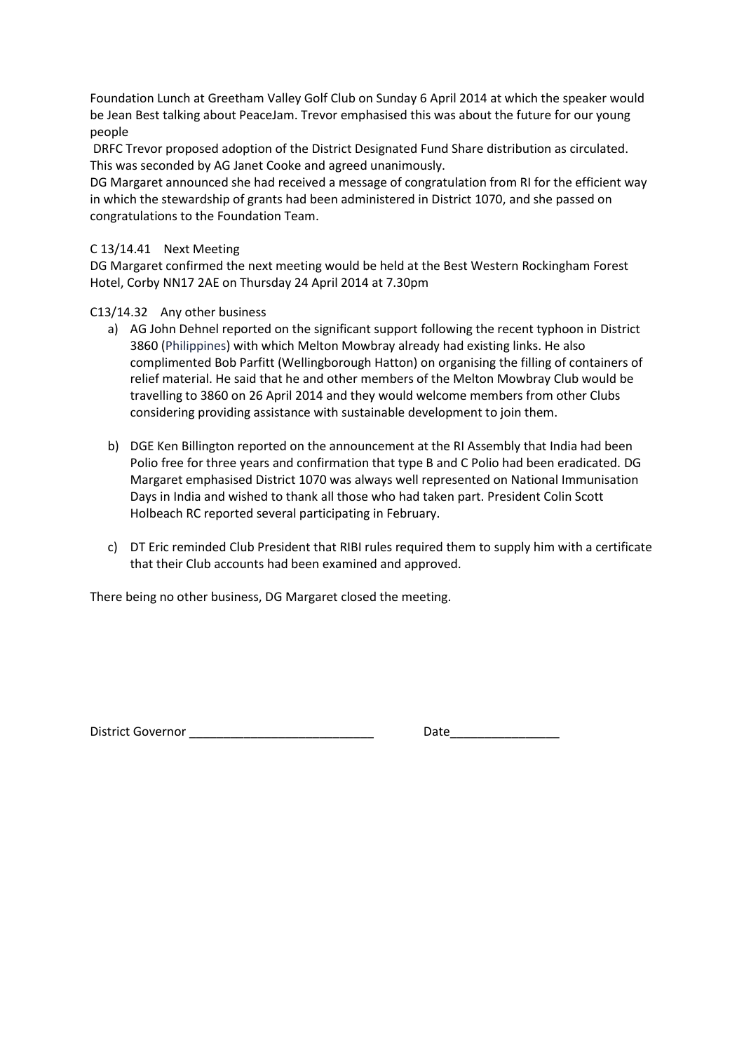Foundation Lunch at Greetham Valley Golf Club on Sunday 6 April 2014 at which the speaker would be Jean Best talking about PeaceJam. Trevor emphasised this was about the future for our young people

DRFC Trevor proposed adoption of the District Designated Fund Share distribution as circulated. This was seconded by AG Janet Cooke and agreed unanimously.

DG Margaret announced she had received a message of congratulation from RI for the efficient way in which the stewardship of grants had been administered in District 1070, and she passed on congratulations to the Foundation Team.

C 13/14.41 Next Meeting

DG Margaret confirmed the next meeting would be held at the Best Western Rockingham Forest Hotel, Corby NN17 2AE on Thursday 24 April 2014 at 7.30pm

C13/14.32 Any other business

a) AG John Dehnel reported on the significant support following the recent typhoon in District 3860 (Philippines) with which Melton Mowbray already had existing links. He also complimented Bob Parfitt (Wellingborough Hatton) on organising the filling of containers of relief material. He said that he and other members of the Melton Mowbray Club would be travelling to 3860 on 26 April 2014 and they would welcome members from other Clubs considering providing assistance with sustainable development to join them.

b) DGE Ken Billington reported on the announcement at the RI Assembly that India had been Polio free for three years and confirmation that type B and C Polio had been eradicated. DG Margaret emphasised District 1070 was always well represented on National Immunisation Days in India and wished to thank all those who had taken part. President Colin Scott Holbeach RC reported several participating in February.

c) DT Eric reminded Club President that RIBI rules required them to supply him with a certificate that their Club accounts had been examined and approved.

There being no other business, DG Margaret closed the meeting.

District Governor ___________________________ Date________________